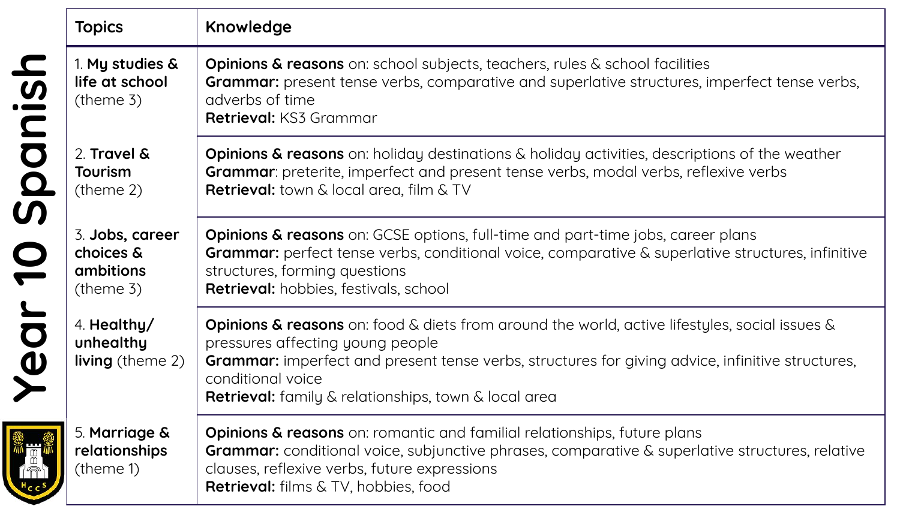# Year 10 Spanish

| Topics | Knowledge |
|---|---|
| 1. **My studies & life at school** (theme 3) | **Opinions & reasons** on: school subjects, teachers, rules & school facilities<br>**Grammar:** present tense verbs, comparative and superlative structures, imperfect tense verbs, adverbs of time<br>**Retrieval:** KS3 Grammar |
| 2. **Travel & Tourism** (theme 2) | **Opinions & reasons** on: holiday destinations & holiday activities, descriptions of the weather<br>**Grammar**: preterite, imperfect and present tense verbs, modal verbs, reflexive verbs<br>**Retrieval:** town & local area, film & TV |
| 3. **Jobs, career choices & ambitions** (theme 3) | **Opinions & reasons** on: GCSE options, full-time and part-time jobs, career plans<br>**Grammar:** perfect tense verbs, conditional voice, comparative & superlative structures, infinitive structures, forming questions<br>**Retrieval:** hobbies, festivals, school |
| 4. **Healthy/ unhealthy living** (theme 2) | **Opinions & reasons** on: food & diets from around the world, active lifestyles, social issues & pressures affecting young people<br>**Grammar:** imperfect and present tense verbs, structures for giving advice, infinitive structures, conditional voice<br>**Retrieval:** family & relationships, town & local area |
| 5. **Marriage & relationships** (theme 1) | **Opinions & reasons** on: romantic and familial relationships, future plans<br>**Grammar:** conditional voice, subjunctive phrases, comparative & superlative structures, relative clauses, reflexive verbs, future expressions<br>**Retrieval:** films & TV, hobbies, food |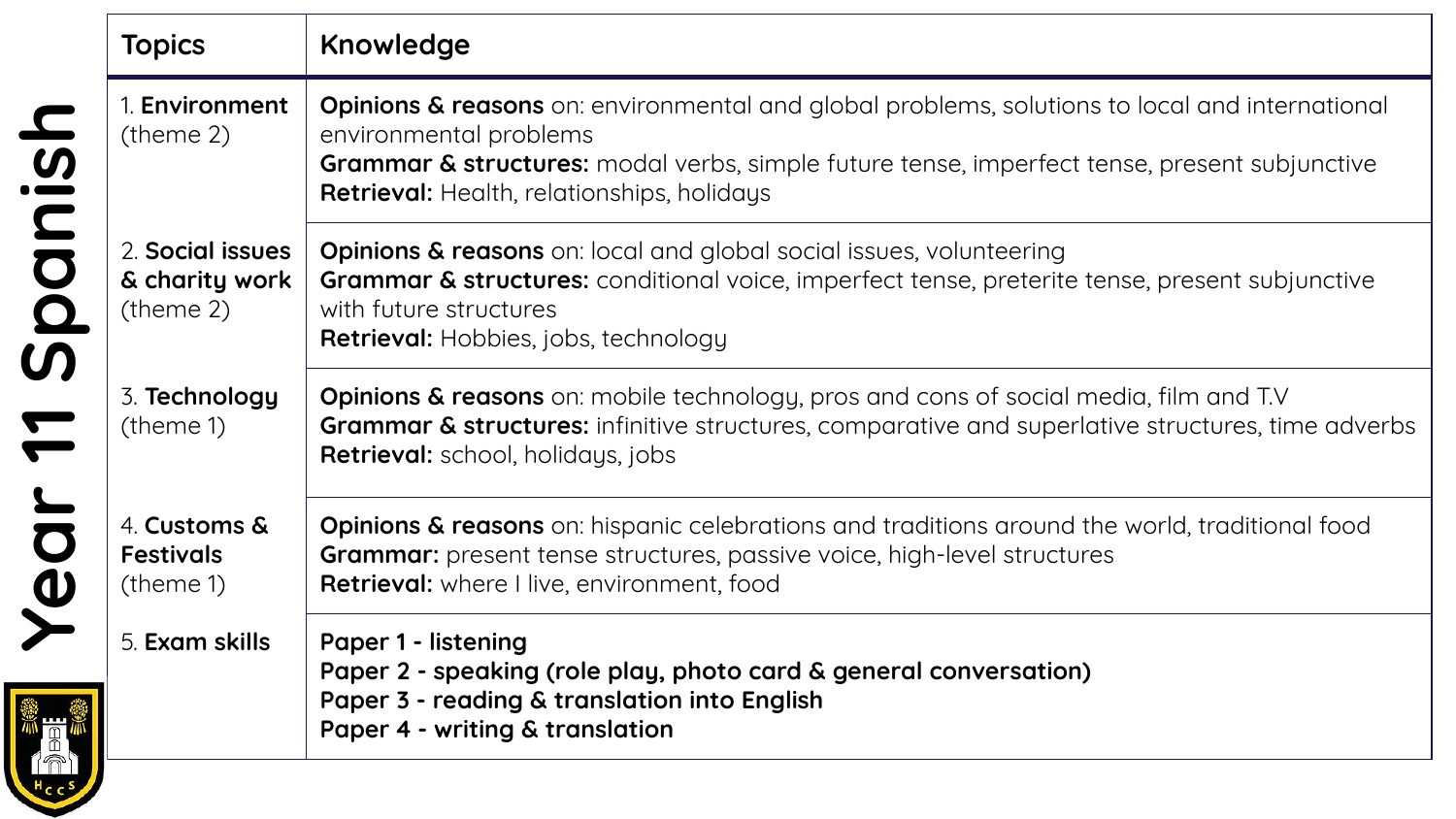# Year 11 Spanish

| Topics | Knowledge |
| --- | --- |
| 1. **Environment** (theme 2) | **Opinions & reasons** on: environmental and global problems, solutions to local and international environmental problems<br>**Grammar & structures:** modal verbs, simple future tense, imperfect tense, present subjunctive<br>**Retrieval:** Health, relationships, holidays |
| 2. **Social issues & charity work** (theme 2) | **Opinions & reasons** on: local and global social issues, volunteering<br>**Grammar & structures:** conditional voice, imperfect tense, preterite tense, present subjunctive with future structures<br>**Retrieval:** Hobbies, jobs, technology |
| 3. **Technology** (theme 1) | **Opinions & reasons** on: mobile technology, pros and cons of social media, film and T.V<br>**Grammar & structures:** infinitive structures, comparative and superlative structures, time adverbs<br>**Retrieval:** school, holidays, jobs |
| 4. **Customs & Festivals** (theme 1) | **Opinions & reasons** on: hispanic celebrations and traditions around the world, traditional food<br>**Grammar:** present tense structures, passive voice, high-level structures<br>**Retrieval:** where I live, environment, food |
| 5. **Exam skills** | **Paper 1 - listening**<br>**Paper 2 - speaking (role play, photo card & general conversation)**<br>**Paper 3 - reading & translation into English**<br>**Paper 4 - writing & translation** |